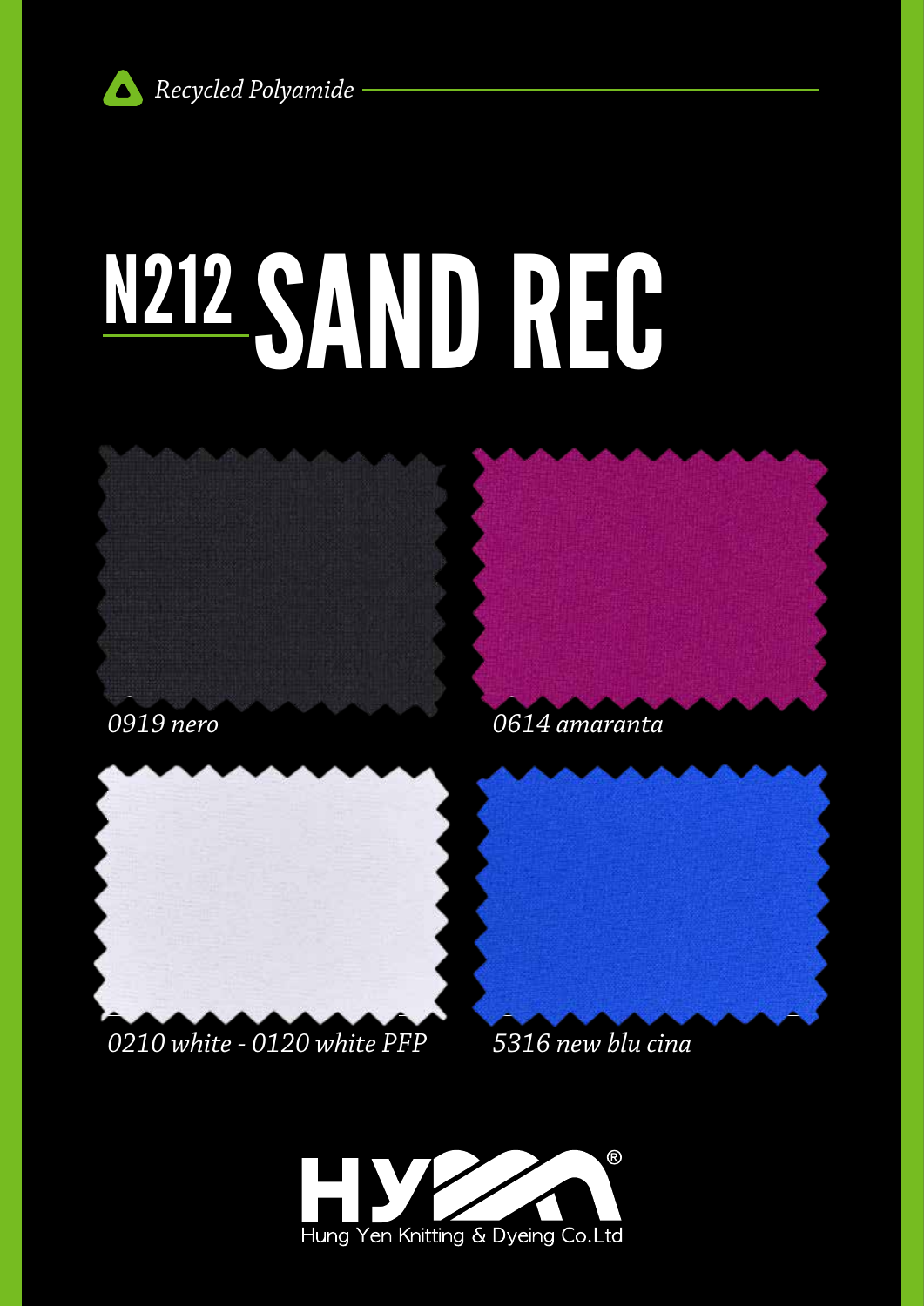*Recycled Polyamide*

# N212 SAND REC

*0919 nero*

*0614 amaranta*

*0210 white - 0120 white PFP*

*5316 new blu cina*

Hung Yen Knitting & Dyeing Co.Ltd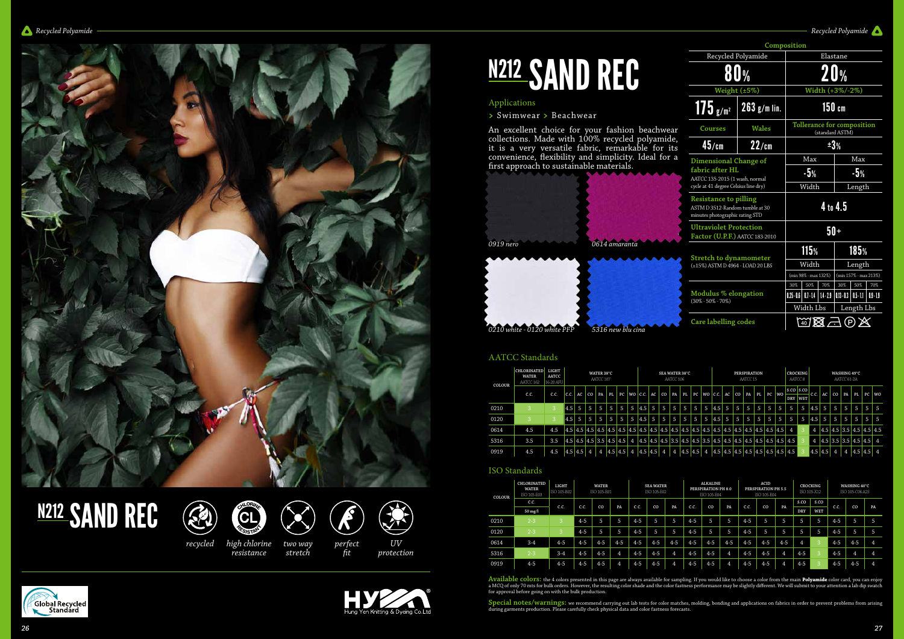# N212 SAND REC

## Applications

> Swimwear > Beachwear

An excellent choice for your fashion beachwear collections. Made with 100% recycled polyamide, it is a very versatile fabric, remarkable for its convenience, flexibility and simplicity. Ideal for a first approach to sustainable materials.

*0919 nero*

*0614 amaranta*

*0210 white - 0120 white PFP*

*5316 new blu cina*

| Composition | | | |
|---|---|---|---|
| Recycled Polyamide | | Elastane | |
| 80% | | 20% | |
| Weight (±5%) | | Width (+3%/-2%) | |
| 175 g/m² | 263 g/m lin. | 150 cm | |
| Courses | Wales | Tollerance for composition (standard ASTM) | |
| 45/cm | 22/cm | ±3% | |

| Property | | |
|---|---|---|
| **Dimensional Change of fabric after HL** AATCC 135-2015 (1 wash, normal cycle at 41 degree Celsius line dry) | Max -5% Width | Max -5% Length |
| **Resistance to pilling** ASTM D 3512-Random tumble at 30 minutes photographic rating STD | 4 to 4.5 | |
| **Ultraviolet Protection Factor (U.P.F.)** AATCC 183-2010 | 50+ | |
| **Stretch to dynamometer** (±15%) ASTM D 4964 - LOAD 20 LBS | 115% Width (min 98% - max 132%) | 185% Length (min 157% - max 213%) |
| **Modulus % elongation** (30% - 50% - 70%) | Width Lbs: 30% 0.25-0.6, 50% 0.7-1.4, 70% 1.4-2.9 | Length Lbs: 30% 0.13-0.3, 50% 0.5-1.1, 70% 0.9-1.9 |
| **Care labelling codes** | | |

N212 SAND REC

recycled — high chlorine resistance — two way stretch — perfect fit — UV protection

Global Recycled Standard

Hung Yen Knitting & Dyeing Co.Ltd

## AATCC Standards

| COLOUR | CHLORINATED WATER AATCC 162 | LIGHT AATCC 16-20 AFU | WATER 38°C AATCC 107 | | | | | | | SEA WATER 38°C AATCC 106 | | | | | | | PERSPIRATION AATCC 15 | | | | | | | CROCKING AATCC 8 | | WASHING 49°C AATCC 61-2A | | | | | | |
|---|---|---|---|---|---|---|---|---|---|---|---|---|---|---|---|---|---|---|---|---|---|---|---|---|---|---|---|---|---|---|---|---|
| | C.C. | C.C. | C.C. | AC | CO | PA | PL | PC | WO | C.C. | AC | CO | PA | PL | PC | WO | C.C. | AC | CO | PA | PL | PC | WO | S.CO DRY | S.CO WET | C.C. | AC | CO | PA | PL | PC | WO |
| 0210 | 3 | 3 | 4.5 | 5 | 5 | 5 | 5 | 5 | 5 | 4.5 | 5 | 5 | 5 | 5 | 5 | 5 | 4.5 | 5 | 5 | 5 | 5 | 5 | 5 | 5 | 5 | 4.5 | 5 | 5 | 5 | 5 | 5 | 5 |
| 0120 | 3 | 3 | 4.5 | 5 | 5 | 5 | 5 | 5 | 5 | 4.5 | 5 | 5 | 5 | 5 | 5 | 5 | 4.5 | 5 | 5 | 5 | 5 | 5 | 5 | 5 | 5 | 4.5 | 5 | 5 | 5 | 5 | 5 | 5 |
| 0614 | 4.5 | 4.5 | 4.5 | 4.5 | 4.5 | 4.5 | 4.5 | 4.5 | 4.5 | 4.5 | 4.5 | 4.5 | 4.5 | 4.5 | 4.5 | 4.5 | 4.5 | 4.5 | 4.5 | 4.5 | 4.5 | 4.5 | 4.5 | 4 | 3 | 4 | 4.5 | 4.5 | 3.5 | 4.5 | 4.5 | 4.5 |
| 5316 | 3.5 | 3.5 | 4.5 | 4.5 | 4.5 | 3.5 | 4.5 | 4.5 | 4 | 4.5 | 4.5 | 4.5 | 3.5 | 4.5 | 4.5 | 3.5 | 4.5 | 4.5 | 4.5 | 4.5 | 4.5 | 4.5 | 4.5 | 4.5 | 3 | 4 | 4.5 | 3.5 | 3.5 | 4.5 | 4.5 | 4 |
| 0919 | 4.5 | 4.5 | 4.5 | 4.5 | 4 | 4 | 4.5 | 4.5 | 4 | 4.5 | 4.5 | 4 | 4 | 4.5 | 4.5 | 4 | 4.5 | 4.5 | 4.5 | 4.5 | 4.5 | 4.5 | 4.5 | 4.5 | 3 | 4.5 | 4.5 | 4 | 4 | 4.5 | 4.5 | 4 |

## ISO Standards

| COLOUR | CHLORINATED WATER ISO 105-E03 | LIGHT ISO 105-B02 | WATER ISO 105-E01 | | | SEA WATER ISO 105-E02 | | | ALKALINE PERSPIRATION PH 8.0 ISO 105-E04 | | | ACID PERSPIRATION PH 5.5 ISO 105-E04 | | | CROCKING ISO 105-X12 | | WASHING 40°C ISO 105-C06 A2S | | |
|---|---|---|---|---|---|---|---|---|---|---|---|---|---|---|---|---|---|---|---|
| | C.C. 50 mg/l | C.C. | C.C. | CO | PA | C.C. | CO | PA | C.C. | CO | PA | C.C. | CO | PA | S.CO DRY | S.CO WET | C.C. | CO | PA |
| 0210 | 2-3 | 3 | 4-5 | 5 | 5 | 4-5 | 5 | 5 | 4-5 | 5 | 5 | 4-5 | 5 | 5 | 5 | 5 | 4-5 | 5 | 5 |
| 0120 | 2-3 | 3 | 4-5 | 5 | 5 | 4-5 | 5 | 5 | 4-5 | 5 | 5 | 4-5 | 5 | 5 | 5 | 5 | 4-5 | 5 | 5 |
| 0614 | 3-4 | 4-5 | 4-5 | 4-5 | 4-5 | 4-5 | 4-5 | 4-5 | 4-5 | 4-5 | 4-5 | 4-5 | 4-5 | 4-5 | 4 | 3 | 4-5 | 4-5 | 4 |
| 5316 | 2-3 | 3-4 | 4-5 | 4-5 | 4 | 4-5 | 4-5 | 4 | 4-5 | 4-5 | 4 | 4-5 | 4-5 | 4 | 4-5 | 3 | 4-5 | 4 | 4 |
| 0919 | 4-5 | 4-5 | 4-5 | 4-5 | 4 | 4-5 | 4-5 | 4 | 4-5 | 4-5 | 4 | 4-5 | 4-5 | 4 | 4-5 | 3 | 4-5 | 4-5 | 4 |

**Available colors:** the 4 colors presented in this page are always available for sampling. If you would like to choose a color from the main **Polyamide** color card, you can enjoy a MCQ of only 70 mts for bulk orders. However, the resulting color shade and the color fastness performance may be slightly different. We will submit to your attention a lab dip swatch for approval before going on with the bulk production.

**Special notes/warnings:** we recommend carrying out lab tests for color matches, molding, bonding and applications on fabrics in order to prevent problems from arising during garments production. Please carefully check physical data and color fastness forecasts.